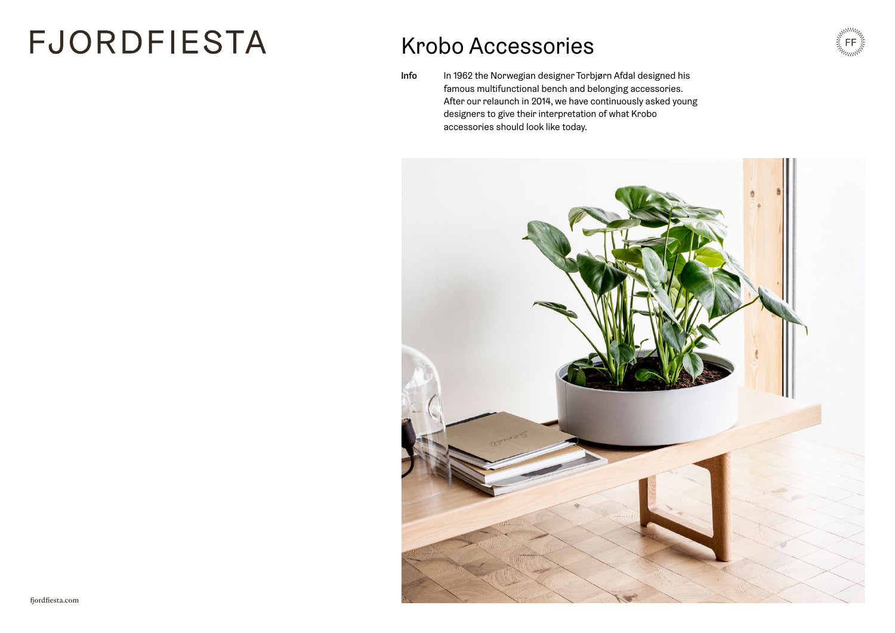# FJORDFIESTA

## Krobo Accessories

**Info** In 1962 the Norwegian designer Torbjørn Afdal designed his famous multifunctional bench and belonging accessories. After our relaunch in 2014, we have continuously asked young designers to give their interpretation of what Krobo accessories should look like today.

fjordfiesta.com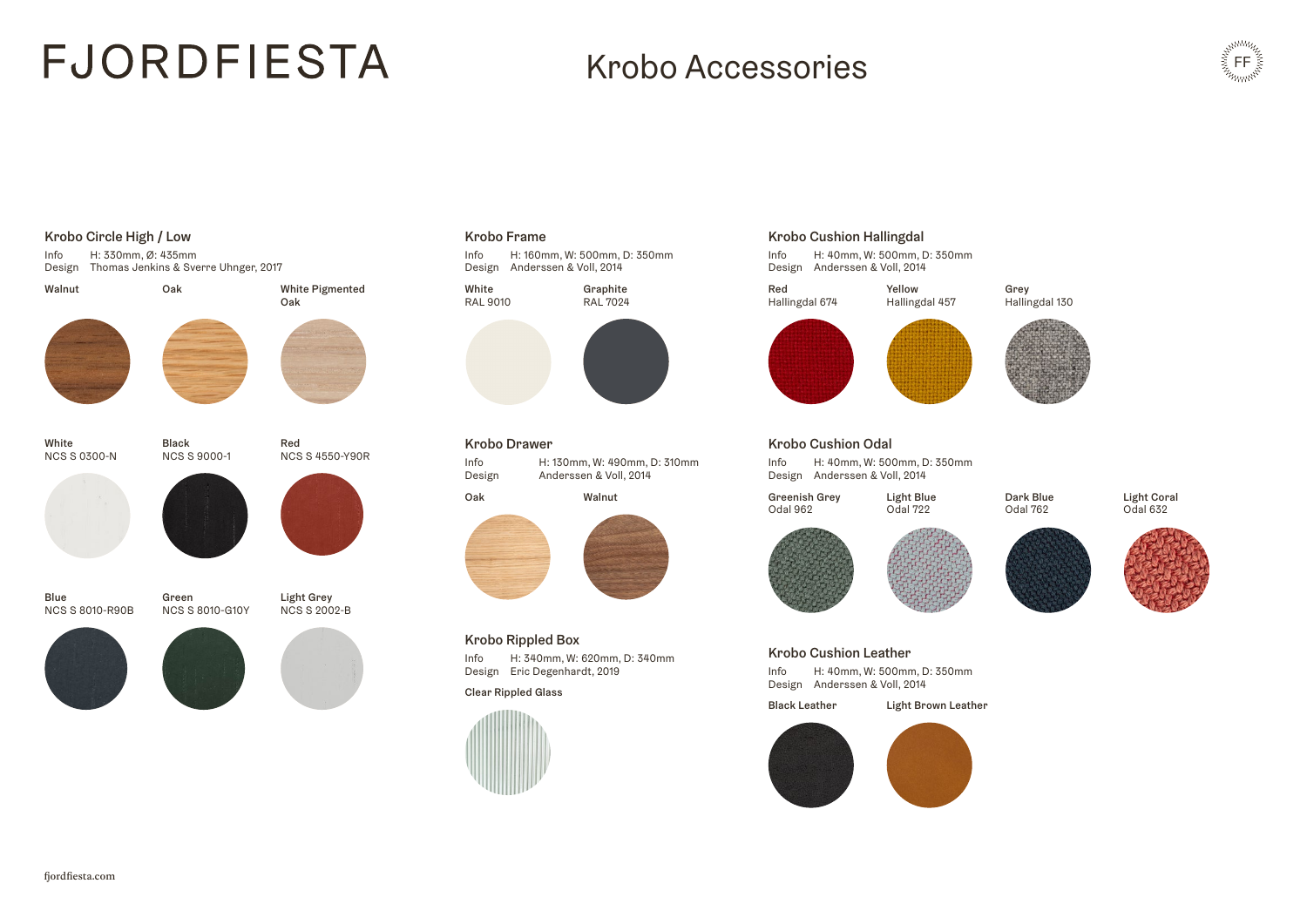# FJORDFIESTA

# Krobo Accessories

### Krobo Circle High / Low

Info H: 330mm, Ø: 435mm
Design Thomas Jenkins & Sverre Uhnger, 2017

**Walnut**

**Oak**

**White Pigmented Oak**

**White**
NCS S 0300-N

**Black**
NCS S 9000-1

**Red**
NCS S 4550-Y90R

**Blue**
NCS S 8010-R90B

**Green**
NCS S 8010-G10Y

**Light Grey**
NCS S 2002-B

### Krobo Frame

Info H: 160mm, W: 500mm, D: 350mm
Design Anderssen & Voll, 2014

**White**
RAL 9010

**Graphite**
RAL 7024

### Krobo Drawer

Info H: 130mm, W: 490mm, D: 310mm
Design Anderssen & Voll, 2014

**Oak**

**Walnut**

### Krobo Rippled Box

Info H: 340mm, W: 620mm, D: 340mm
Design Eric Degenhardt, 2019

**Clear Rippled Glass**

### Krobo Cushion Hallingdal

Info H: 40mm, W: 500mm, D: 350mm
Design Anderssen & Voll, 2014

**Red**
Hallingdal 674

**Yellow**
Hallingdal 457

**Grey**
Hallingdal 130

### Krobo Cushion Odal

Info H: 40mm, W: 500mm, D: 350mm
Design Anderssen & Voll, 2014

**Greenish Grey**
Odal 962

**Light Blue**
Odal 722

**Dark Blue**
Odal 762

**Light Coral**
Odal 632

### Krobo Cushion Leather

Info H: 40mm, W: 500mm, D: 350mm
Design Anderssen & Voll, 2014

**Black Leather**

**Light Brown Leather**

fjordfiesta.com